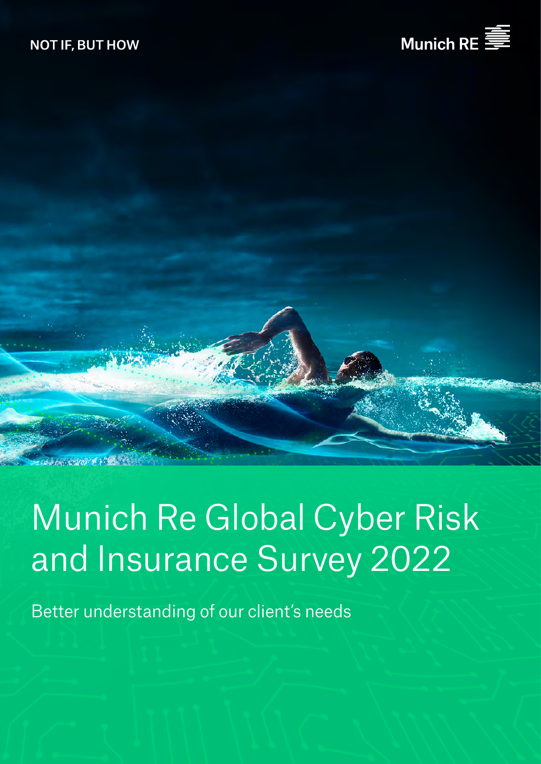NOT IF, BUT HOW

Munich RE

# Munich Re Global Cyber Risk and Insurance Survey 2022

Better understanding of our client's needs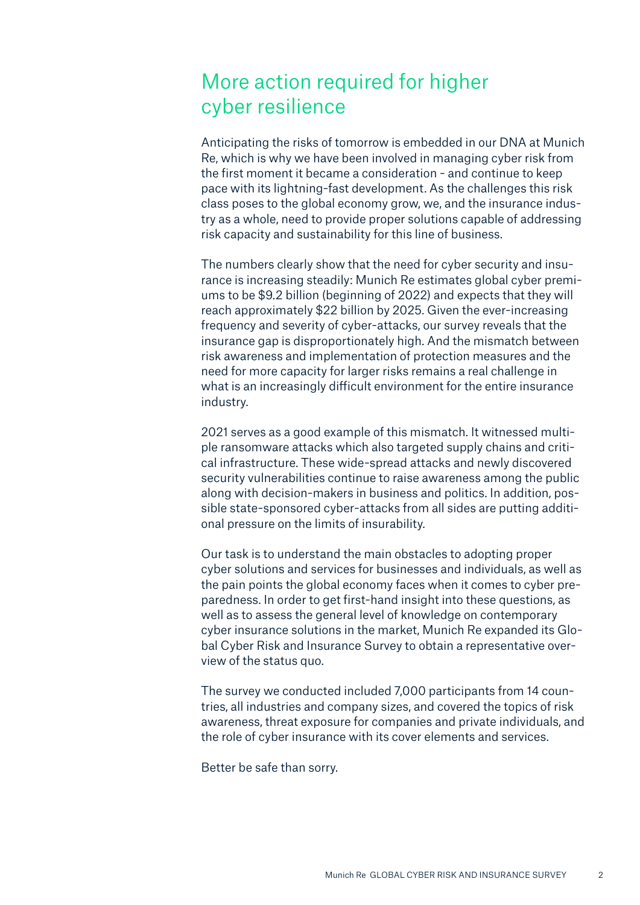# More action required for higher cyber resilience

Anticipating the risks of tomorrow is embedded in our DNA at Munich Re, which is why we have been involved in managing cyber risk from the first moment it became a consideration - and continue to keep pace with its lightning-fast development. As the challenges this risk class poses to the global economy grow, we, and the insurance industry as a whole, need to provide proper solutions capable of addressing risk capacity and sustainability for this line of business.

The numbers clearly show that the need for cyber security and insurance is increasing steadily: Munich Re estimates global cyber premiums to be $9.2 billion (beginning of 2022) and expects that they will reach approximately $22 billion by 2025. Given the ever-increasing frequency and severity of cyber-attacks, our survey reveals that the insurance gap is disproportionately high. And the mismatch between risk awareness and implementation of protection measures and the need for more capacity for larger risks remains a real challenge in what is an increasingly difficult environment for the entire insurance industry.

2021 serves as a good example of this mismatch. It witnessed multiple ransomware attacks which also targeted supply chains and critical infrastructure. These wide-spread attacks and newly discovered security vulnerabilities continue to raise awareness among the public along with decision-makers in business and politics. In addition, possible state-sponsored cyber-attacks from all sides are putting additional pressure on the limits of insurability.

Our task is to understand the main obstacles to adopting proper cyber solutions and services for businesses and individuals, as well as the pain points the global economy faces when it comes to cyber preparedness. In order to get first-hand insight into these questions, as well as to assess the general level of knowledge on contemporary cyber insurance solutions in the market, Munich Re expanded its Global Cyber Risk and Insurance Survey to obtain a representative overview of the status quo.

The survey we conducted included 7,000 participants from 14 countries, all industries and company sizes, and covered the topics of risk awareness, threat exposure for companies and private individuals, and the role of cyber insurance with its cover elements and services.

Better be safe than sorry.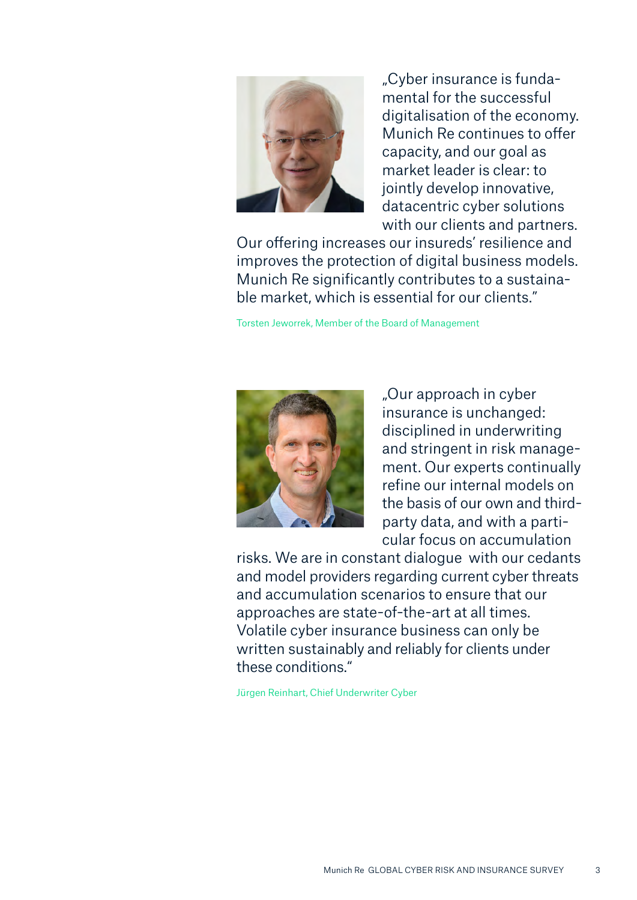„Cyber insurance is fundamental for the successful digitalisation of the economy. Munich Re continues to offer capacity, and our goal as market leader is clear: to jointly develop innovative, datacentric cyber solutions with our clients and partners. Our offering increases our insureds' resilience and improves the protection of digital business models. Munich Re significantly contributes to a sustainable market, which is essential for our clients."

Torsten Jeworrek, Member of the Board of Management

„Our approach in cyber insurance is unchanged: disciplined in underwriting and stringent in risk management. Our experts continually refine our internal models on the basis of our own and third-party data, and with a particular focus on accumulation risks. We are in constant dialogue with our cedants and model providers regarding current cyber threats and accumulation scenarios to ensure that our approaches are state-of-the-art at all times. Volatile cyber insurance business can only be written sustainably and reliably for clients under these conditions."

Jürgen Reinhart, Chief Underwriter Cyber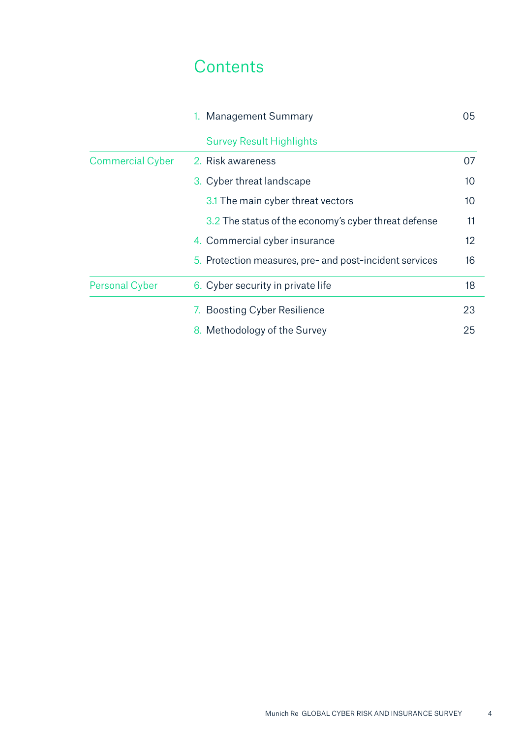# Contents

| | | |
|---|---|---|
| | 1. Management Summary | 05 |
| | Survey Result Highlights | |
| Commercial Cyber | 2. Risk awareness | 07 |
| | 3. Cyber threat landscape | 10 |
| | 3.1 The main cyber threat vectors | 10 |
| | 3.2 The status of the economy's cyber threat defense | 11 |
| | 4. Commercial cyber insurance | 12 |
| | 5. Protection measures, pre- and post-incident services | 16 |
| Personal Cyber | 6. Cyber security in private life | 18 |
| | 7. Boosting Cyber Resilience | 23 |
| | 8. Methodology of the Survey | 25 |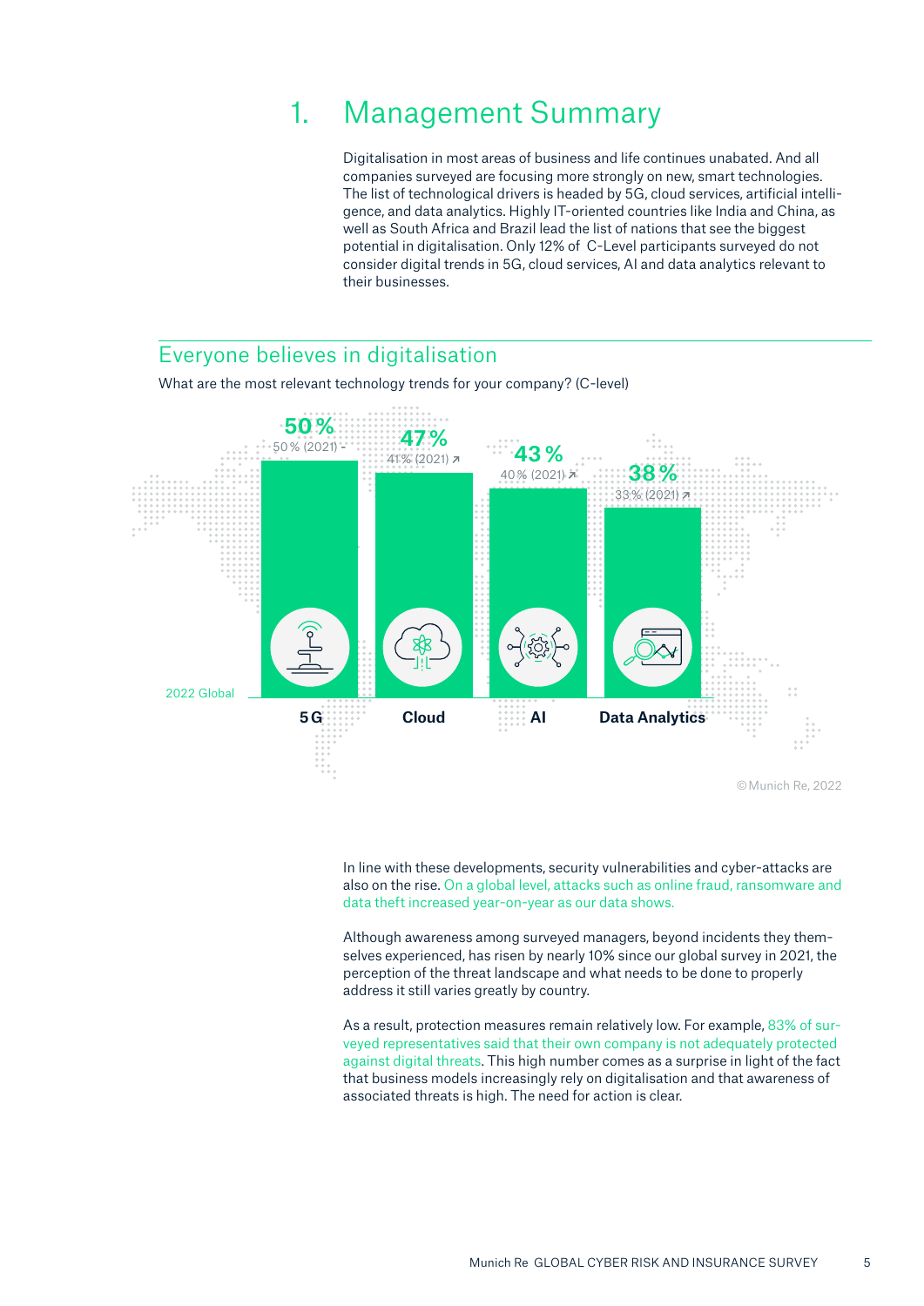# 1. Management Summary

Digitalisation in most areas of business and life continues unabated. And all companies surveyed are focusing more strongly on new, smart technologies. The list of technological drivers is headed by 5G, cloud services, artificial intelligence, and data analytics. Highly IT-oriented countries like India and China, as well as South Africa and Brazil lead the list of nations that see the biggest potential in digitalisation. Only 12% of C-Level participants surveyed do not consider digital trends in 5G, cloud services, AI and data analytics relevant to their businesses.

## Everyone believes in digitalisation

What are the most relevant technology trends for your company? (C-level)

| 2022 Global | 5G | Cloud | AI | Data Analytics |
|---|---|---|---|---|
| 2022 | 50% | 47% | 43% | 38% |
| 2021 | 50% (2021) - | 41% (2021) ↗ | 40% (2021) ↗ | 33% (2021) ↗ |

© Munich Re, 2022

In line with these developments, security vulnerabilities and cyber-attacks are also on the rise. On a global level, attacks such as online fraud, ransomware and data theft increased year-on-year as our data shows.

Although awareness among surveyed managers, beyond incidents they themselves experienced, has risen by nearly 10% since our global survey in 2021, the perception of the threat landscape and what needs to be done to properly address it still varies greatly by country.

As a result, protection measures remain relatively low. For example, 83% of surveyed representatives said that their own company is not adequately protected against digital threats. This high number comes as a surprise in light of the fact that business models increasingly rely on digitalisation and that awareness of associated threats is high. The need for action is clear.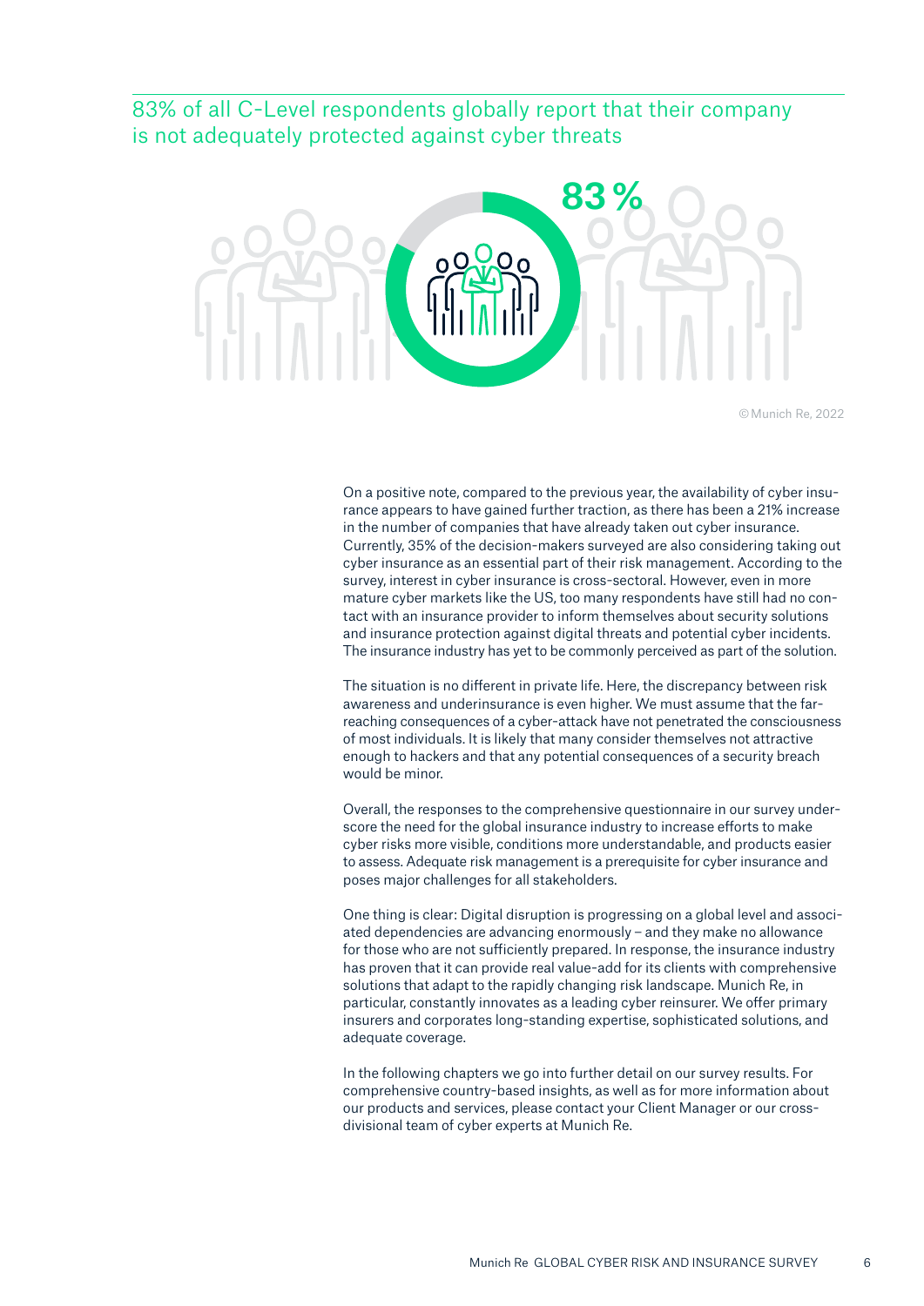## 83% of all C-Level respondents globally report that their company is not adequately protected against cyber threats

83 %

© Munich Re, 2022

On a positive note, compared to the previous year, the availability of cyber insurance appears to have gained further traction, as there has been a 21% increase in the number of companies that have already taken out cyber insurance. Currently, 35% of the decision-makers surveyed are also considering taking out cyber insurance as an essential part of their risk management. According to the survey, interest in cyber insurance is cross-sectoral. However, even in more mature cyber markets like the US, too many respondents have still had no contact with an insurance provider to inform themselves about security solutions and insurance protection against digital threats and potential cyber incidents. The insurance industry has yet to be commonly perceived as part of the solution.

The situation is no different in private life. Here, the discrepancy between risk awareness and underinsurance is even higher. We must assume that the far-reaching consequences of a cyber-attack have not penetrated the consciousness of most individuals. It is likely that many consider themselves not attractive enough to hackers and that any potential consequences of a security breach would be minor.

Overall, the responses to the comprehensive questionnaire in our survey underscore the need for the global insurance industry to increase efforts to make cyber risks more visible, conditions more understandable, and products easier to assess. Adequate risk management is a prerequisite for cyber insurance and poses major challenges for all stakeholders.

One thing is clear: Digital disruption is progressing on a global level and associated dependencies are advancing enormously – and they make no allowance for those who are not sufficiently prepared. In response, the insurance industry has proven that it can provide real value-add for its clients with comprehensive solutions that adapt to the rapidly changing risk landscape. Munich Re, in particular, constantly innovates as a leading cyber reinsurer. We offer primary insurers and corporates long-standing expertise, sophisticated solutions, and adequate coverage.

In the following chapters we go into further detail on our survey results. For comprehensive country-based insights, as well as for more information about our products and services, please contact your Client Manager or our cross-divisional team of cyber experts at Munich Re.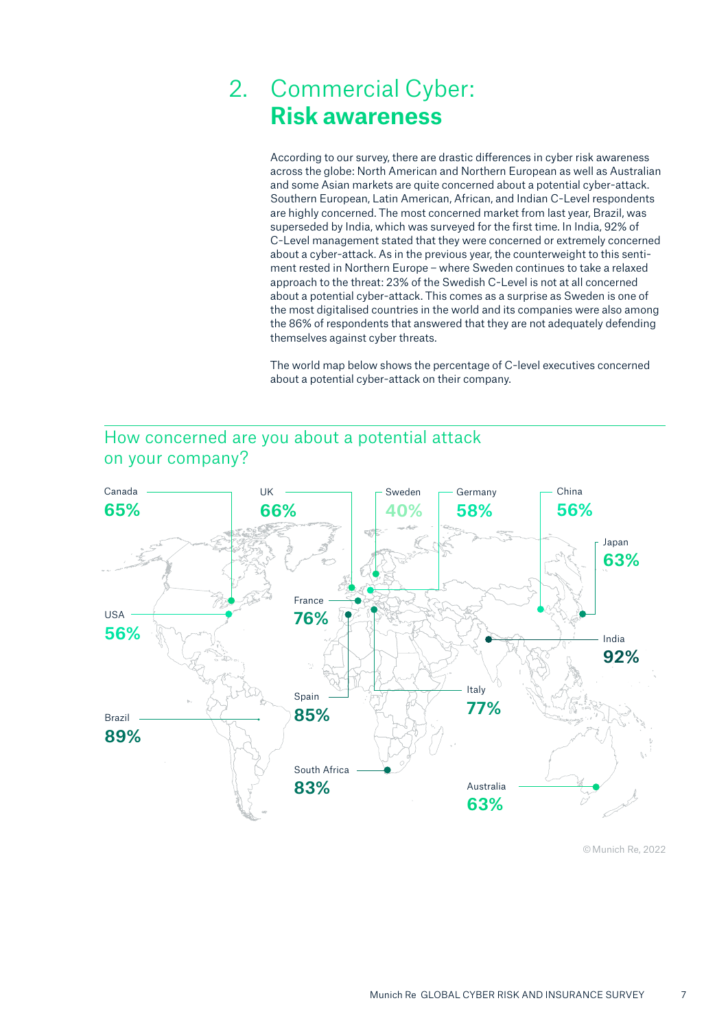# 2. Commercial Cyber: **Risk awareness**

According to our survey, there are drastic differences in cyber risk awareness across the globe: North American and Northern European as well as Australian and some Asian markets are quite concerned about a potential cyber-attack. Southern European, Latin American, African, and Indian C-Level respondents are highly concerned. The most concerned market from last year, Brazil, was superseded by India, which was surveyed for the first time. In India, 92% of C-Level management stated that they were concerned or extremely concerned about a cyber-attack. As in the previous year, the counterweight to this sentiment rested in Northern Europe – where Sweden continues to take a relaxed approach to the threat: 23% of the Swedish C-Level is not at all concerned about a potential cyber-attack. This comes as a surprise as Sweden is one of the most digitalised countries in the world and its companies were also among the 86% of respondents that answered that they are not adequately defending themselves against cyber threats.

The world map below shows the percentage of C-level executives concerned about a potential cyber-attack on their company.

## How concerned are you about a potential attack on your company?

| Country | Share concerned |
|---|---|
| Canada | 65% |
| UK | 66% |
| Sweden | 40% |
| Germany | 58% |
| China | 56% |
| Japan | 63% |
| USA | 56% |
| France | 76% |
| India | 92% |
| Spain | 85% |
| Italy | 77% |
| Brazil | 89% |
| South Africa | 83% |
| Australia | 63% |

© Munich Re, 2022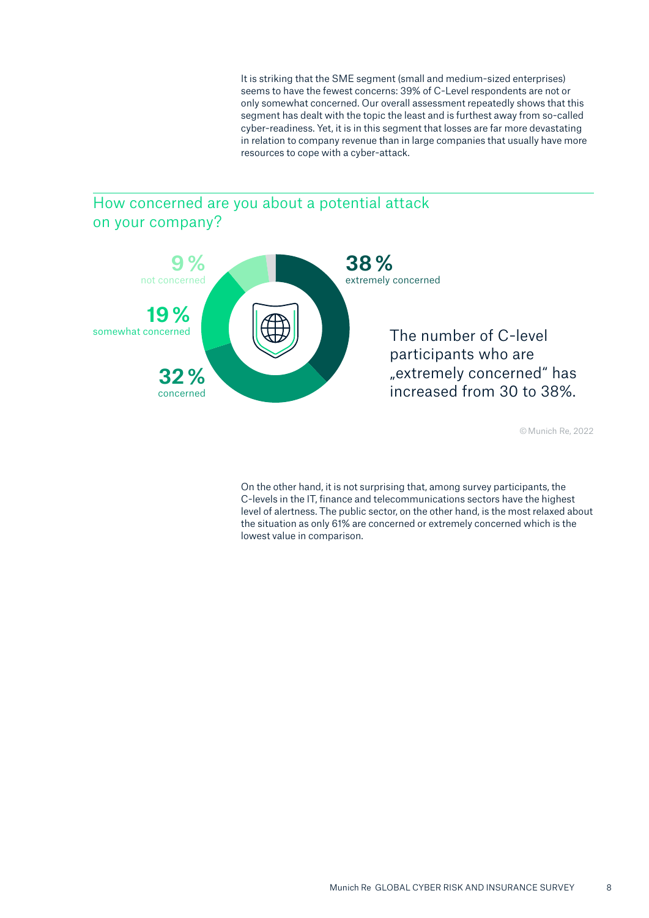It is striking that the SME segment (small and medium-sized enterprises) seems to have the fewest concerns: 39% of C-Level respondents are not or only somewhat concerned. Our overall assessment repeatedly shows that this segment has dealt with the topic the least and is furthest away from so-called cyber-readiness. Yet, it is in this segment that losses are far more devastating in relation to company revenue than in large companies that usually have more resources to cope with a cyber-attack.

## How concerned are you about a potential attack on your company?

**9 %** not concerned

**19 %** somewhat concerned

**32 %** concerned

**38 %** extremely concerned

The number of C-level participants who are „extremely concerned“ has increased from 30 to 38%.

© Munich Re, 2022

On the other hand, it is not surprising that, among survey participants, the C-levels in the IT, finance and telecommunications sectors have the highest level of alertness. The public sector, on the other hand, is the most relaxed about the situation as only 61% are concerned or extremely concerned which is the lowest value in comparison.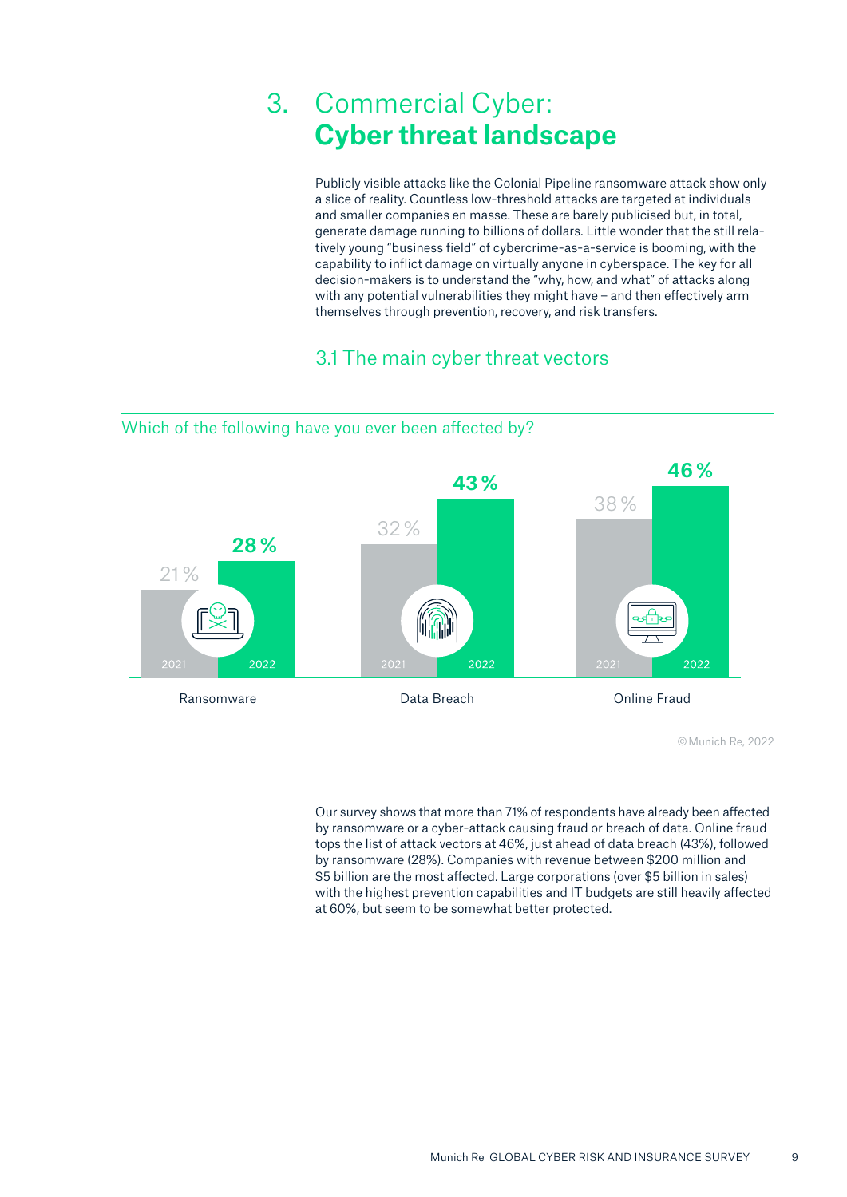// Chart reproduced as a table because no images were detected on this page.
# 3. Commercial Cyber: **Cyber threat landscape**

Publicly visible attacks like the Colonial Pipeline ransomware attack show only a slice of reality. Countless low-threshold attacks are targeted at individuals and smaller companies en masse. These are barely publicised but, in total, generate damage running to billions of dollars. Little wonder that the still relatively young "business field" of cybercrime-as-a-service is booming, with the capability to inflict damage on virtually anyone in cyberspace. The key for all decision-makers is to understand the "why, how, and what" of attacks along with any potential vulnerabilities they might have – and then effectively arm themselves through prevention, recovery, and risk transfers.

## 3.1 The main cyber threat vectors

Which of the following have you ever been affected by?

| | 2021 | 2022 |
|---|---|---|
| Ransomware | 21 % | 28 % |
| Data Breach | 32 % | 43 % |
| Online Fraud | 38 % | 46 % |

© Munich Re, 2022

Our survey shows that more than 71% of respondents have already been affected by ransomware or a cyber-attack causing fraud or breach of data. Online fraud tops the list of attack vectors at 46%, just ahead of data breach (43%), followed by ransomware (28%). Companies with revenue between $200 million and $5 billion are the most affected. Large corporations (over $5 billion in sales) with the highest prevention capabilities and IT budgets are still heavily affected at 60%, but seem to be somewhat better protected.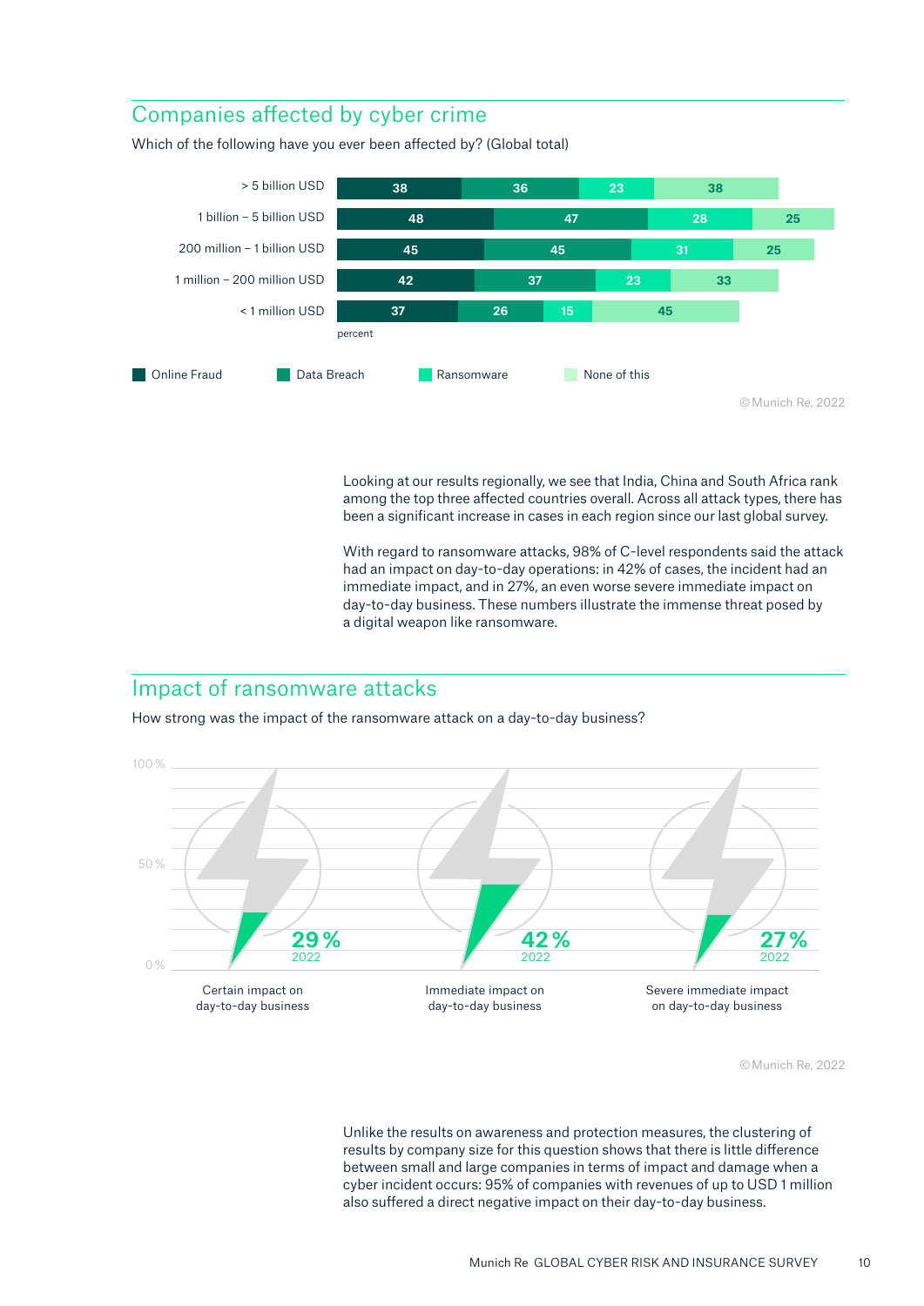## Companies affected by cyber crime

Which of the following have you ever been affected by? (Global total)

| | Online Fraud | Data Breach | Ransomware | None of this |
|---|---|---|---|---|
| > 5 billion USD | 38 | 36 | 23 | 38 |
| 1 billion – 5 billion USD | 48 | 47 | 28 | 25 |
| 200 million – 1 billion USD | 45 | 45 | 31 | 25 |
| 1 million – 200 million USD | 42 | 37 | 23 | 33 |
| < 1 million USD | 37 | 26 | 15 | 45 |

percent

© Munich Re, 2022

Looking at our results regionally, we see that India, China and South Africa rank among the top three affected countries overall. Across all attack types, there has been a significant increase in cases in each region since our last global survey.

With regard to ransomware attacks, 98% of C-level respondents said the attack had an impact on day-to-day operations: in 42% of cases, the incident had an immediate impact, and in 27%, an even worse severe immediate impact on day-to-day business. These numbers illustrate the immense threat posed by a digital weapon like ransomware.

## Impact of ransomware attacks

How strong was the impact of the ransomware attack on a day-to-day business?

| | 2022 |
|---|---|
| Certain impact on day-to-day business | 29 % |
| Immediate impact on day-to-day business | 42 % |
| Severe immediate impact on day-to-day business | 27 % |

© Munich Re, 2022

Unlike the results on awareness and protection measures, the clustering of results by company size for this question shows that there is little difference between small and large companies in terms of impact and damage when a cyber incident occurs: 95% of companies with revenues of up to USD 1 million also suffered a direct negative impact on their day-to-day business.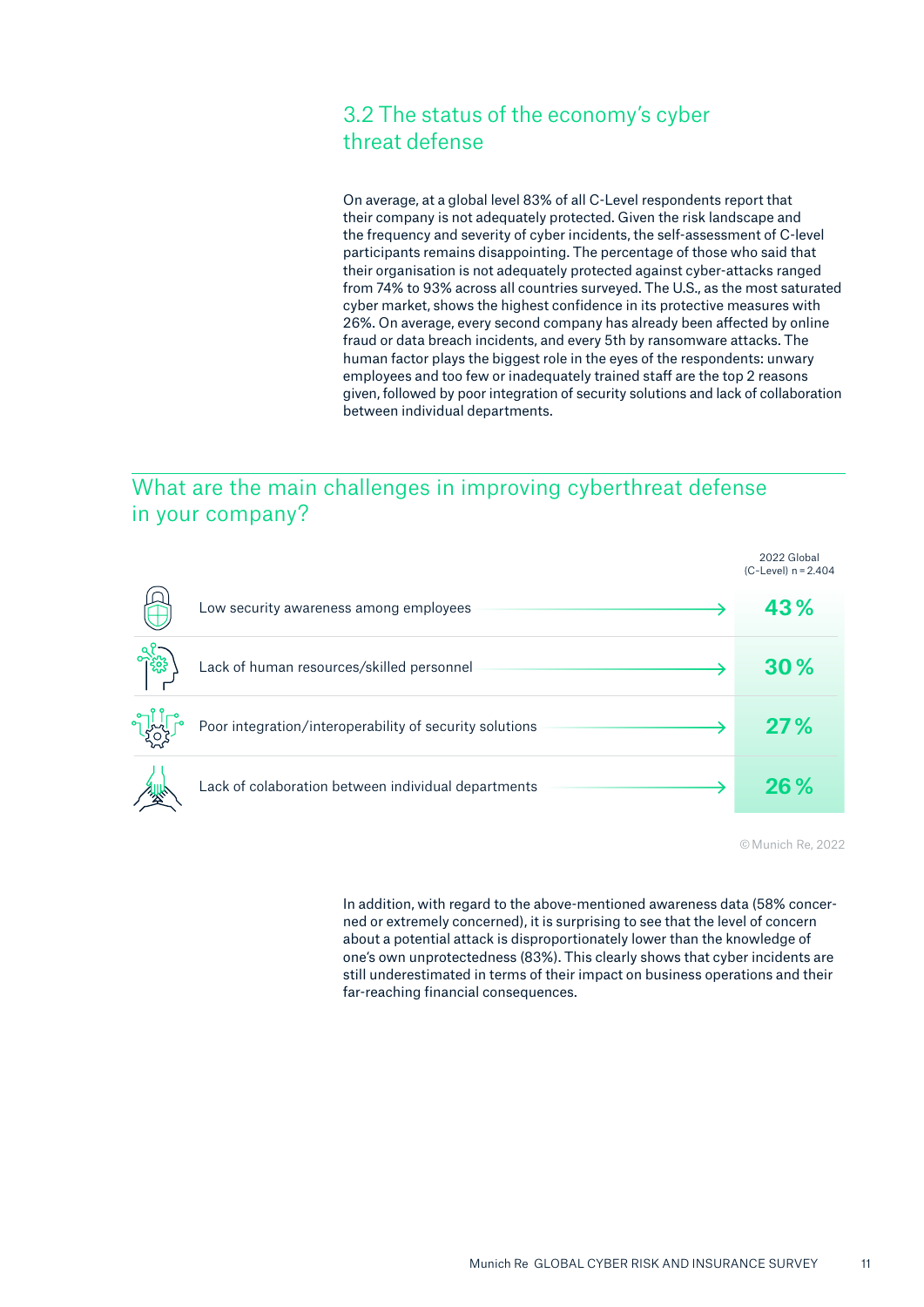## 3.2 The status of the economy's cyber threat defense

On average, at a global level 83% of all C-Level respondents report that their company is not adequately protected. Given the risk landscape and the frequency and severity of cyber incidents, the self-assessment of C-level participants remains disappointing. The percentage of those who said that their organisation is not adequately protected against cyber-attacks ranged from 74% to 93% across all countries surveyed. The U.S., as the most saturated cyber market, shows the highest confidence in its protective measures with 26%. On average, every second company has already been affected by online fraud or data breach incidents, and every 5th by ransomware attacks. The human factor plays the biggest role in the eyes of the respondents: unwary employees and too few or inadequately trained staff are the top 2 reasons given, followed by poor integration of security solutions and lack of collaboration between individual departments.

### What are the main challenges in improving cyberthreat defense in your company?

| | 2022 Global (C-Level) n = 2.404 |
|---|---|
| Low security awareness among employees | 43 % |
| Lack of human resources/skilled personnel | 30 % |
| Poor integration/interoperability of security solutions | 27 % |
| Lack of colaboration between individual departments | 26 % |

© Munich Re, 2022

In addition, with regard to the above-mentioned awareness data (58% concerned or extremely concerned), it is surprising to see that the level of concern about a potential attack is disproportionately lower than the knowledge of one's own unprotectedness (83%). This clearly shows that cyber incidents are still underestimated in terms of their impact on business operations and their far-reaching financial consequences.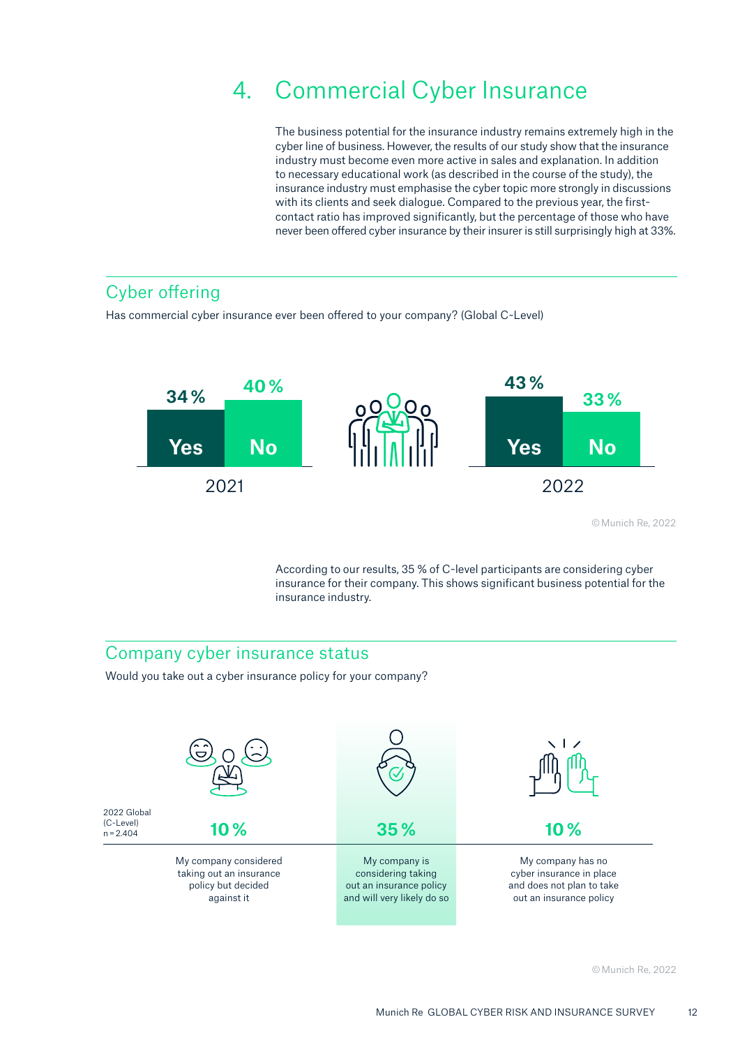# 4. Commercial Cyber Insurance

The business potential for the insurance industry remains extremely high in the cyber line of business. However, the results of our study show that the insurance industry must become even more active in sales and explanation. In addition to necessary educational work (as described in the course of the study), the insurance industry must emphasise the cyber topic more strongly in discussions with its clients and seek dialogue. Compared to the previous year, the first-contact ratio has improved significantly, but the percentage of those who have never been offered cyber insurance by their insurer is still surprisingly high at 33%.

## Cyber offering

Has commercial cyber insurance ever been offered to your company? (Global C-Level)

| | Yes | No |
|---|---|---|
| 2021 | 34 % | 40 % |
| 2022 | 43 % | 33 % |

© Munich Re, 2022

According to our results, 35 % of C-level participants are considering cyber insurance for their company. This shows significant business potential for the insurance industry.

## Company cyber insurance status

Would you take out a cyber insurance policy for your company?

2022 Global (C-Level) n = 2.404

| My company considered taking out an insurance policy but decided against it | My company is considering taking out an insurance policy and will very likely do so | My company has no cyber insurance in place and does not plan to take out an insurance policy |
|---|---|---|
| 10 % | 35 % | 10 % |

© Munich Re, 2022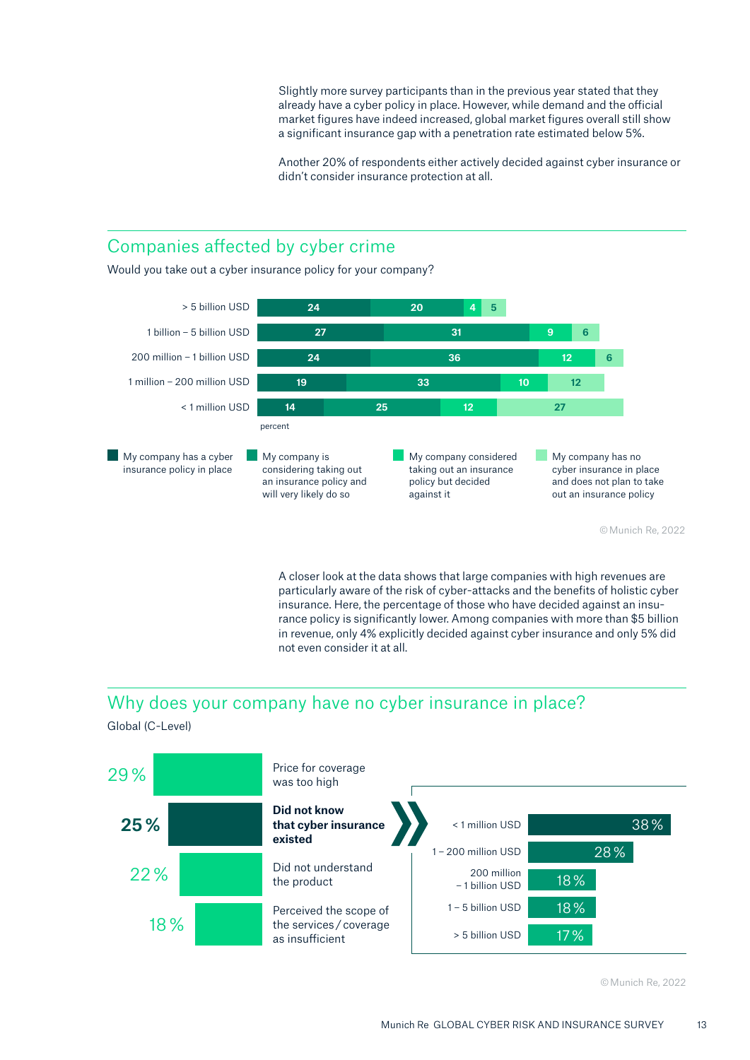Slightly more survey participants than in the previous year stated that they already have a cyber policy in place. However, while demand and the official market figures have indeed increased, global market figures overall still show a significant insurance gap with a penetration rate estimated below 5%.

Another 20% of respondents either actively decided against cyber insurance or didn't consider insurance protection at all.

## Companies affected by cyber crime

Would you take out a cyber insurance policy for your company?

| | My company has a cyber insurance policy in place | My company is considering taking out an insurance policy and will very likely do so | My company considered taking out an insurance policy but decided against it | My company has no cyber insurance in place and does not plan to take out an insurance policy |
|---|---|---|---|---|
| > 5 billion USD | 24 | 20 | 4 | 5 |
| 1 billion – 5 billion USD | 27 | 31 | 9 | 6 |
| 200 million – 1 billion USD | 24 | 36 | 12 | 6 |
| 1 million – 200 million USD | 19 | 33 | 10 | 12 |
| < 1 million USD | 14 | 25 | 12 | 27 |

percent

© Munich Re, 2022

A closer look at the data shows that large companies with high revenues are particularly aware of the risk of cyber-attacks and the benefits of holistic cyber insurance. Here, the percentage of those who have decided against an insurance policy is significantly lower. Among companies with more than $5 billion in revenue, only 4% explicitly decided against cyber insurance and only 5% did not even consider it at all.

## Why does your company have no cyber insurance in place?

Global (C-Level)

| Share | Reason |
|---|---|
| 29 % | Price for coverage was too high |
| **25 %** | **Did not know that cyber insurance existed** |
| 22 % | Did not understand the product |
| 18 % | Perceived the scope of the services / coverage as insufficient |

**Did not know that cyber insurance existed**, by company revenue:

| Revenue | Share |
|---|---|
| < 1 million USD | 38 % |
| 1 – 200 million USD | 28 % |
| 200 million – 1 billion USD | 18 % |
| 1 – 5 billion USD | 18 % |
| > 5 billion USD | 17 % |

© Munich Re, 2022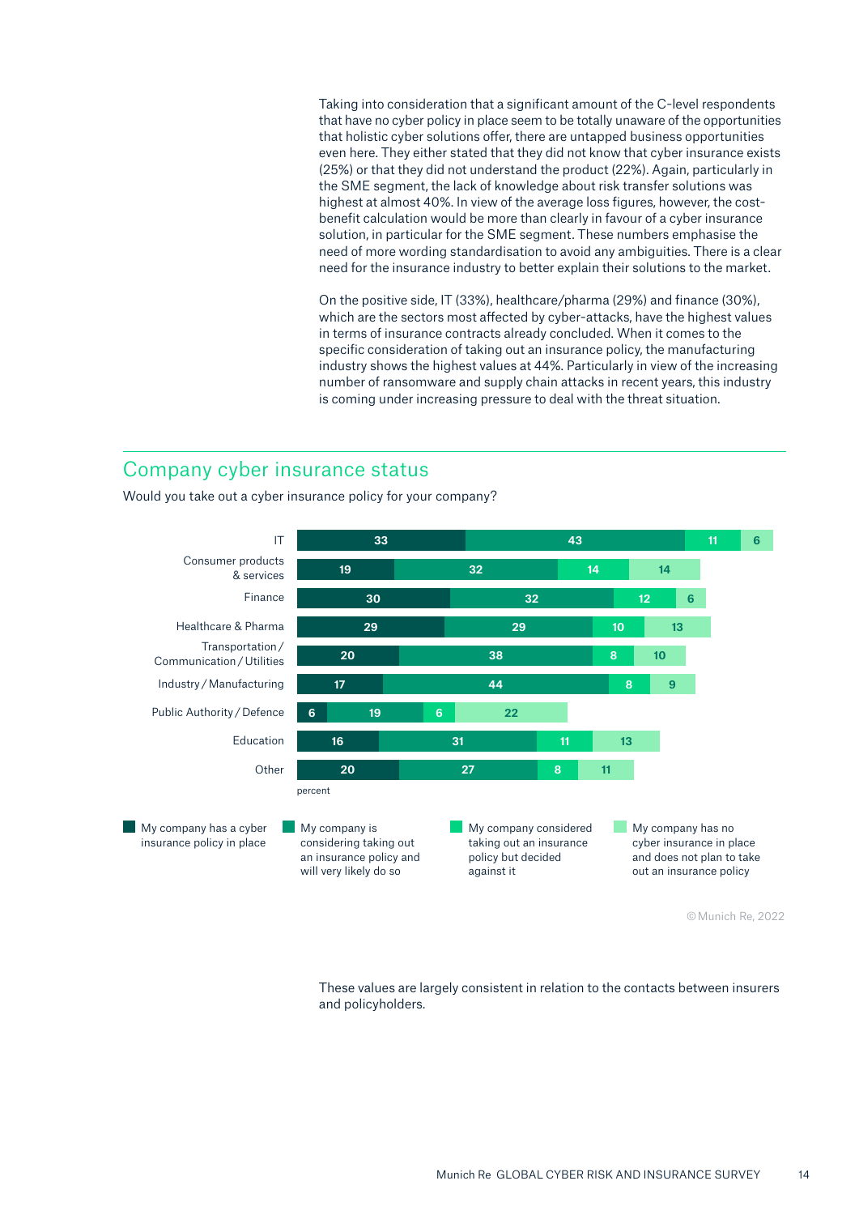Taking into consideration that a significant amount of the C-level respondents that have no cyber policy in place seem to be totally unaware of the opportunities that holistic cyber solutions offer, there are untapped business opportunities even here. They either stated that they did not know that cyber insurance exists (25%) or that they did not understand the product (22%). Again, particularly in the SME segment, the lack of knowledge about risk transfer solutions was highest at almost 40%. In view of the average loss figures, however, the cost-benefit calculation would be more than clearly in favour of a cyber insurance solution, in particular for the SME segment. These numbers emphasise the need of more wording standardisation to avoid any ambiguities. There is a clear need for the insurance industry to better explain their solutions to the market.

On the positive side, IT (33%), healthcare/pharma (29%) and finance (30%), which are the sectors most affected by cyber-attacks, have the highest values in terms of insurance contracts already concluded. When it comes to the specific consideration of taking out an insurance policy, the manufacturing industry shows the highest values at 44%. Particularly in view of the increasing number of ransomware and supply chain attacks in recent years, this industry is coming under increasing pressure to deal with the threat situation.

## Company cyber insurance status

Would you take out a cyber insurance policy for your company?

| | My company has a cyber insurance policy in place | My company is considering taking out an insurance policy and will very likely do so | My company considered taking out an insurance policy but decided against it | My company has no cyber insurance in place and does not plan to take out an insurance policy |
|---|---|---|---|---|
| IT | 33 | 43 | 11 | 6 |
| Consumer products & services | 19 | 32 | 14 | 14 |
| Finance | 30 | 32 | 12 | 6 |
| Healthcare & Pharma | 29 | 29 | 10 | 13 |
| Transportation / Communication / Utilities | 20 | 38 | 8 | 10 |
| Industry / Manufacturing | 17 | 44 | 8 | 9 |
| Public Authority / Defence | 6 | 19 | 6 | 22 |
| Education | 16 | 31 | 11 | 13 |
| Other | 20 | 27 | 8 | 11 |

percent

© Munich Re, 2022

These values are largely consistent in relation to the contacts between insurers and policyholders.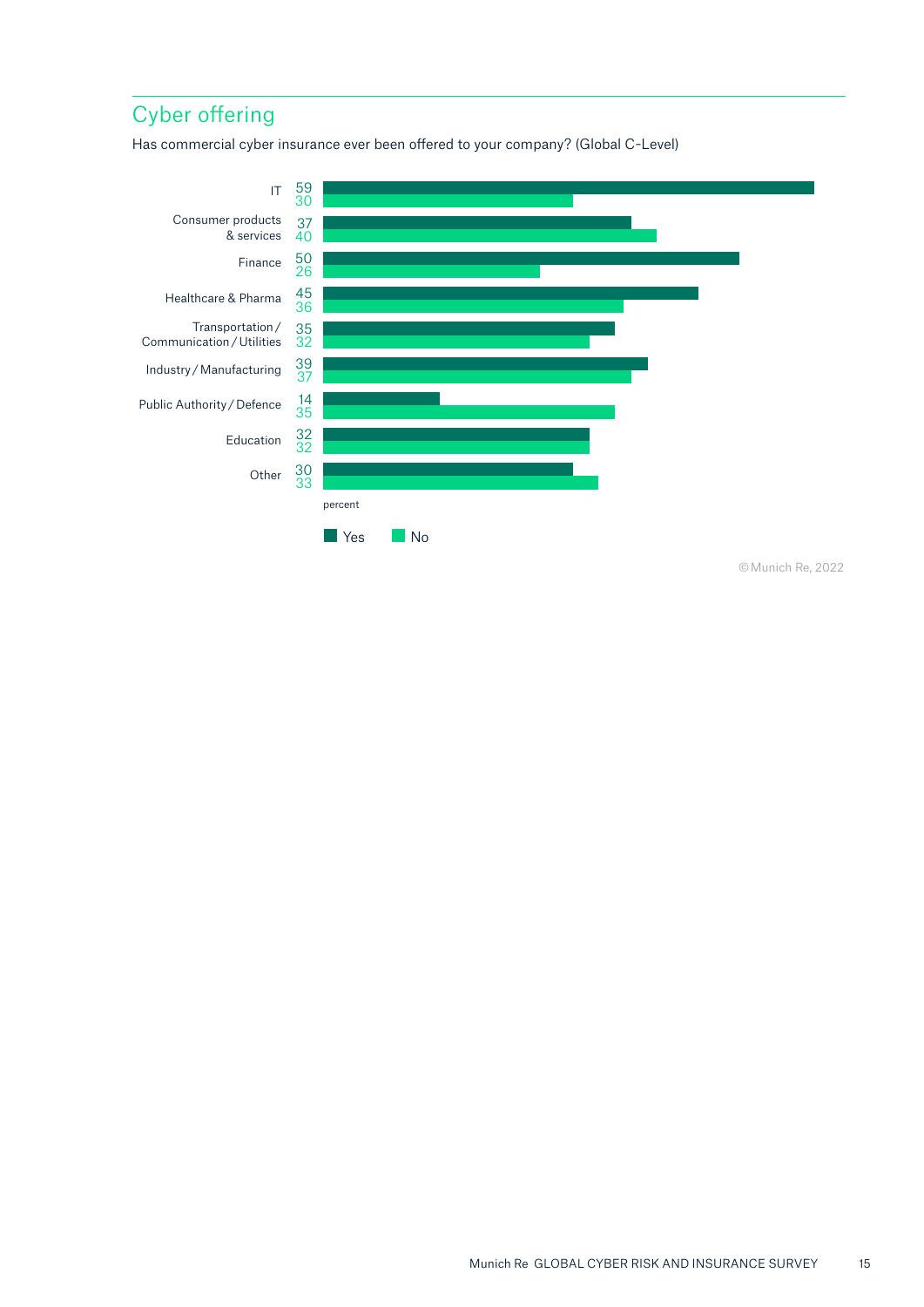## Cyber offering

Has commercial cyber insurance ever been offered to your company? (Global C-Level)

| | Yes | No |
|---|---|---|
| IT | 59 | 30 |
| Consumer products & services | 37 | 40 |
| Finance | 50 | 26 |
| Healthcare & Pharma | 45 | 36 |
| Transportation / Communication / Utilities | 35 | 32 |
| Industry / Manufacturing | 39 | 37 |
| Public Authority / Defence | 14 | 35 |
| Education | 32 | 32 |
| Other | 30 | 33 |

percent

© Munich Re, 2022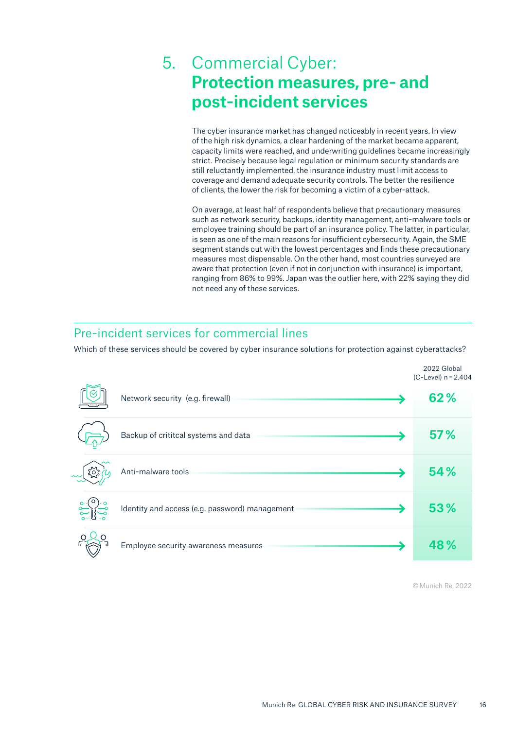# 5. Commercial Cyber: **Protection measures, pre- and post-incident services**

The cyber insurance market has changed noticeably in recent years. In view of the high risk dynamics, a clear hardening of the market became apparent, capacity limits were reached, and underwriting guidelines became increasingly strict. Precisely because legal regulation or minimum security standards are still reluctantly implemented, the insurance industry must limit access to coverage and demand adequate security controls. The better the resilience of clients, the lower the risk for becoming a victim of a cyber-attack.

On average, at least half of respondents believe that precautionary measures such as network security, backups, identity management, anti-malware tools or employee training should be part of an insurance policy. The latter, in particular, is seen as one of the main reasons for insufficient cybersecurity. Again, the SME segment stands out with the lowest percentages and finds these precautionary measures most dispensable. On the other hand, most countries surveyed are aware that protection (even if not in conjunction with insurance) is important, ranging from 86% to 99%. Japan was the outlier here, with 22% saying they did not need any of these services.

## Pre-incident services for commercial lines

Which of these services should be covered by cyber insurance solutions for protection against cyberattacks?

| | 2022 Global (C-Level) n = 2.404 |
|---|---|
| Network security (e.g. firewall) | 62 % |
| Backup of crititcal systems and data | 57 % |
| Anti-malware tools | 54 % |
| Identity and access (e.g. password) management | 53 % |
| Employee security awareness measures | 48 % |

© Munich Re, 2022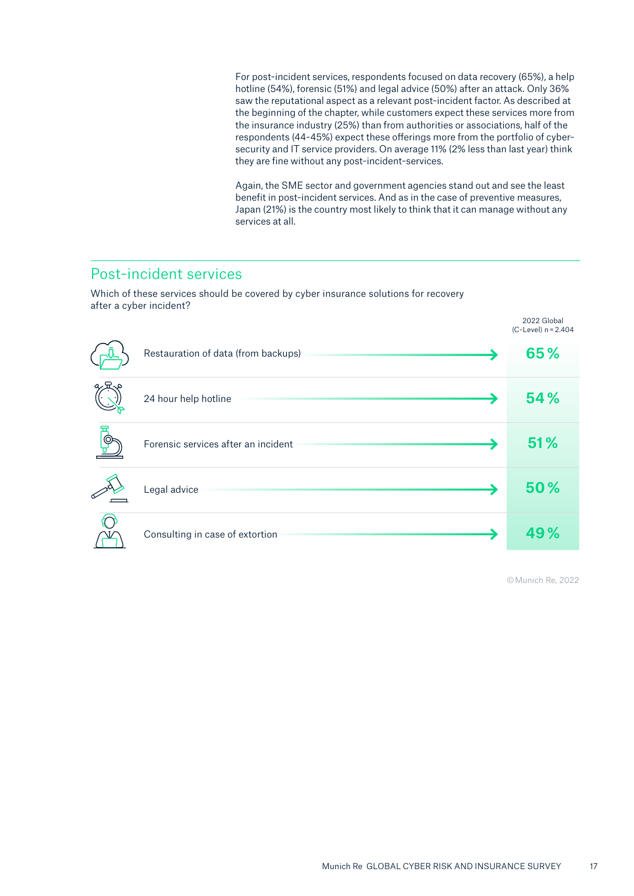For post-incident services, respondents focused on data recovery (65%), a help hotline (54%), forensic (51%) and legal advice (50%) after an attack. Only 36% saw the reputational aspect as a relevant post-incident factor. As described at the beginning of the chapter, while customers expect these services more from the insurance industry (25%) than from authorities or associations, half of the respondents (44-45%) expect these offerings more from the portfolio of cyber-security and IT service providers. On average 11% (2% less than last year) think they are fine without any post-incident-services.

Again, the SME sector and government agencies stand out and see the least benefit in post-incident services. And as in the case of preventive measures, Japan (21%) is the country most likely to think that it can manage without any services at all.

## Post-incident services

Which of these services should be covered by cyber insurance solutions for recovery after a cyber incident?

| | 2022 Global (C-Level) n = 2.404 |
|---|---|
| Restauration of data (from backups) | 65 % |
| 24 hour help hotline | 54 % |
| Forensic services after an incident | 51 % |
| Legal advice | 50 % |
| Consulting in case of extortion | 49 % |

© Munich Re, 2022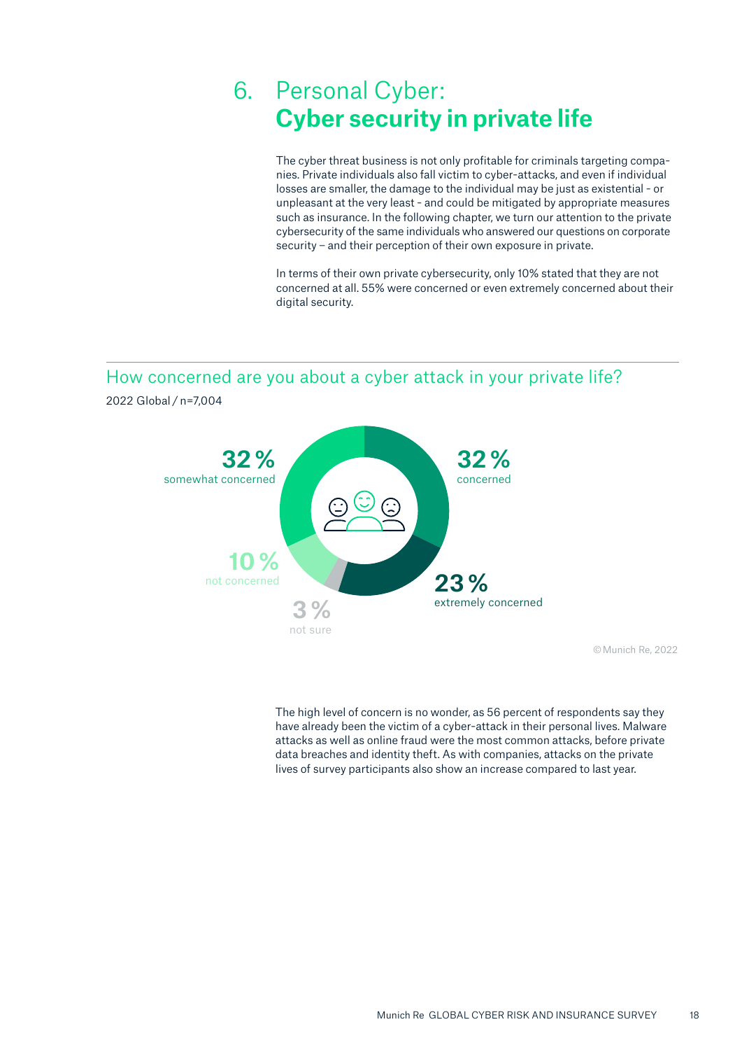# 6. Personal Cyber: **Cyber security in private life**

The cyber threat business is not only profitable for criminals targeting companies. Private individuals also fall victim to cyber-attacks, and even if individual losses are smaller, the damage to the individual may be just as existential - or unpleasant at the very least - and could be mitigated by appropriate measures such as insurance. In the following chapter, we turn our attention to the private cybersecurity of the same individuals who answered our questions on corporate security – and their perception of their own exposure in private.

In terms of their own private cybersecurity, only 10% stated that they are not concerned at all. 55% were concerned or even extremely concerned about their digital security.

## How concerned are you about a cyber attack in your private life?

2022 Global / n=7,004

| Response | Share |
|---|---|
| concerned | 32 % |
| extremely concerned | 23 % |
| not sure | 3 % |
| not concerned | 10 % |
| somewhat concerned | 32 % |

© Munich Re, 2022

The high level of concern is no wonder, as 56 percent of respondents say they have already been the victim of a cyber-attack in their personal lives. Malware attacks as well as online fraud were the most common attacks, before private data breaches and identity theft. As with companies, attacks on the private lives of survey participants also show an increase compared to last year.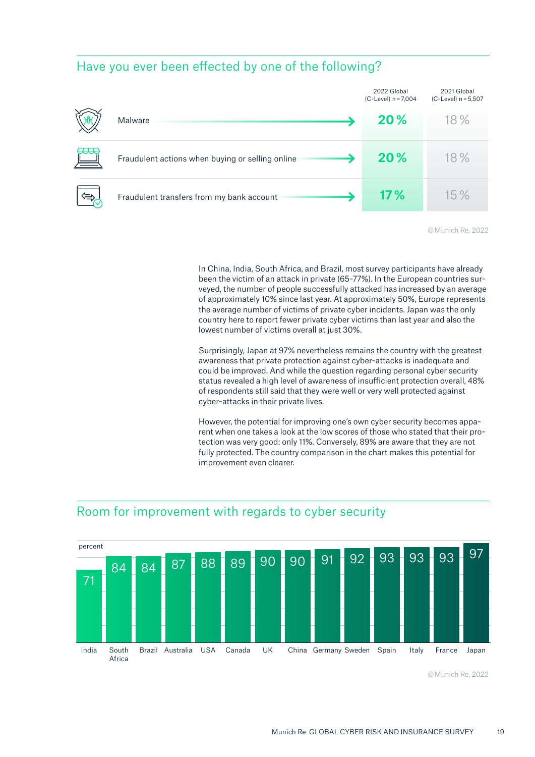## Have you ever been effected by one of the following?

| | 2022 Global (C-Level) n = 7,004 | 2021 Global (C-Level) n = 5,507 |
|---|---|---|
| Malware | 20 % | 18 % |
| Fraudulent actions when buying or selling online | 20 % | 18 % |
| Fraudulent transfers from my bank account | 17 % | 15 % |

© Munich Re, 2022

In China, India, South Africa, and Brazil, most survey participants have already been the victim of an attack in private (65-77%). In the European countries surveyed, the number of people successfully attacked has increased by an average of approximately 10% since last year. At approximately 50%, Europe represents the average number of victims of private cyber incidents. Japan was the only country here to report fewer private cyber victims than last year and also the lowest number of victims overall at just 30%.

Surprisingly, Japan at 97% nevertheless remains the country with the greatest awareness that private protection against cyber-attacks is inadequate and could be improved. And while the question regarding personal cyber security status revealed a high level of awareness of insufficient protection overall, 48% of respondents still said that they were well or very well protected against cyber-attacks in their private lives.

However, the potential for improving one's own cyber security becomes apparent when one takes a look at the low scores of those who stated that their protection was very good: only 11%. Conversely, 89% are aware that they are not fully protected. The country comparison in the chart makes this potential for improvement even clearer.

## Room for improvement with regards to cyber security

| Country | percent |
|---|---|
| India | 71 |
| South Africa | 84 |
| Brazil | 84 |
| Australia | 87 |
| USA | 88 |
| Canada | 89 |
| UK | 90 |
| China | 90 |
| Germany | 91 |
| Sweden | 92 |
| Spain | 93 |
| Italy | 93 |
| France | 93 |
| Japan | 97 |

© Munich Re, 2022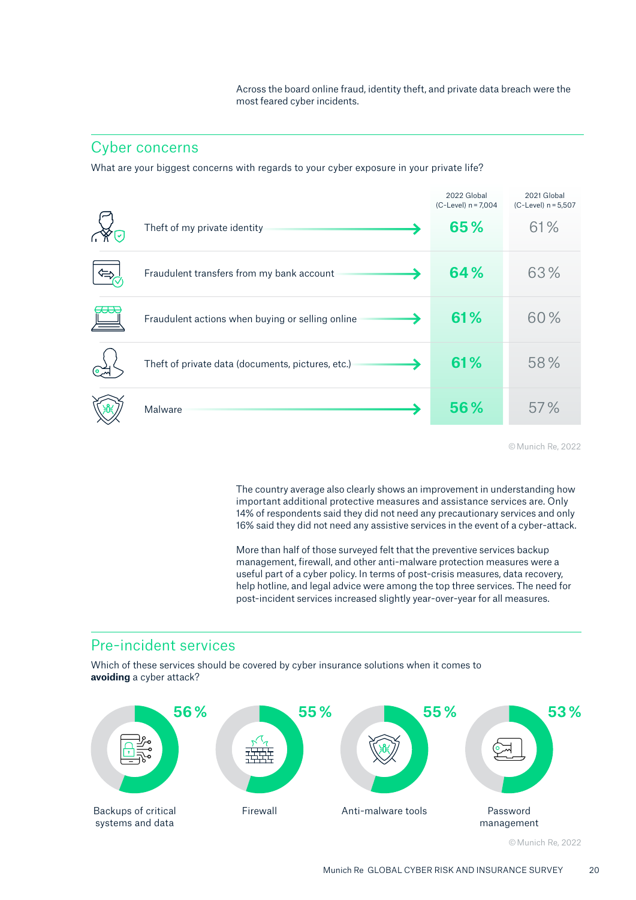Across the board online fraud, identity theft, and private data breach were the most feared cyber incidents.

## Cyber concerns

What are your biggest concerns with regards to your cyber exposure in your private life?

| | 2022 Global (C-Level) n = 7,004 | 2021 Global (C-Level) n = 5,507 |
|---|---|---|
| Theft of my private identity | 65 % | 61 % |
| Fraudulent transfers from my bank account | 64 % | 63 % |
| Fraudulent actions when buying or selling online | 61 % | 60 % |
| Theft of private data (documents, pictures, etc.) | 61 % | 58 % |
| Malware | 56 % | 57 % |

© Munich Re, 2022

The country average also clearly shows an improvement in understanding how important additional protective measures and assistance services are. Only 14% of respondents said they did not need any precautionary services and only 16% said they did not need any assistive services in the event of a cyber-attack.

More than half of those surveyed felt that the preventive services backup management, firewall, and other anti-malware protection measures were a useful part of a cyber policy. In terms of post-crisis measures, data recovery, help hotline, and legal advice were among the top three services. The need for post-incident services increased slightly year-over-year for all measures.

## Pre-incident services

Which of these services should be covered by cyber insurance solutions when it comes to **avoiding** a cyber attack?

| Service | Share |
|---|---|
| Backups of critical systems and data | 56 % |
| Firewall | 55 % |
| Anti-malware tools | 55 % |
| Password management | 53 % |

© Munich Re, 2022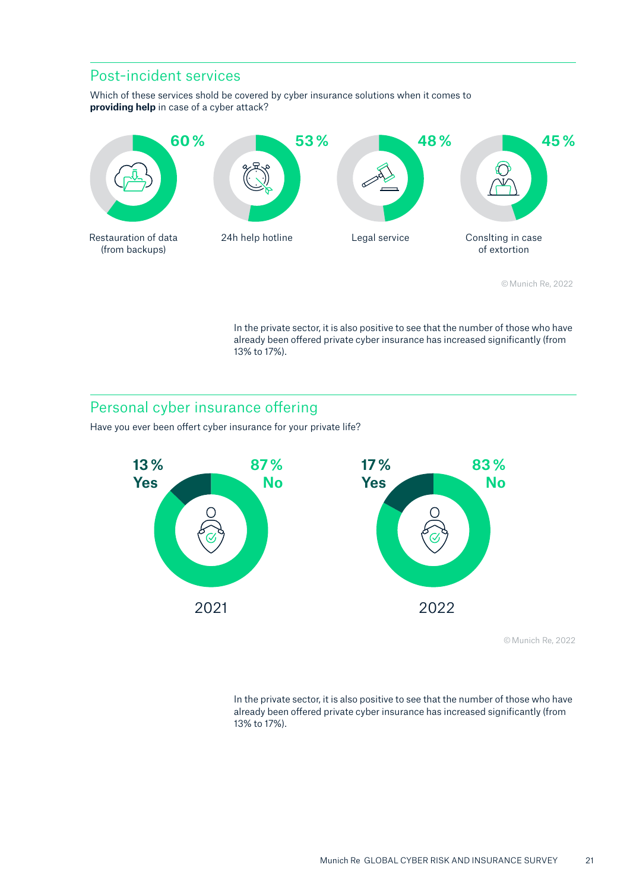## Post-incident services

Which of these services shold be covered by cyber insurance solutions when it comes to **providing help** in case of a cyber attack?

60 %

Restauration of data (from backups)

53 %

24h help hotline

48 %

Legal service

45 %

Conslting in case of extortion

© Munich Re, 2022

In the private sector, it is also positive to see that the number of those who have already been offered private cyber insurance has increased significantly (from 13% to 17%).

## Personal cyber insurance offering

Have you ever been offert cyber insurance for your private life?

13 % Yes

87 % No

2021

17 % Yes

83 % No

2022

© Munich Re, 2022

In the private sector, it is also positive to see that the number of those who have already been offered private cyber insurance has increased significantly (from 13% to 17%).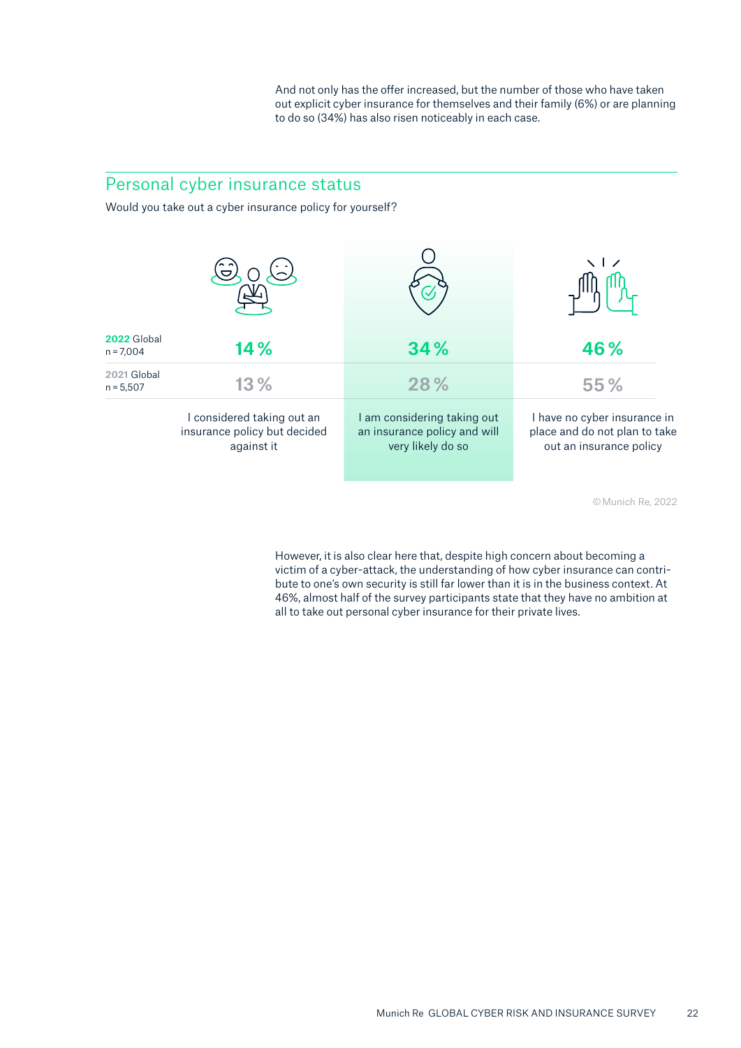And not only has the offer increased, but the number of those who have taken out explicit cyber insurance for themselves and their family (6%) or are planning to do so (34%) has also risen noticeably in each case.

## Personal cyber insurance status

Would you take out a cyber insurance policy for yourself?

| | I considered taking out an insurance policy but decided against it | I am considering taking out an insurance policy and will very likely do so | I have no cyber insurance in place and do not plan to take out an insurance policy |
|---|---|---|---|
| **2022** Global n = 7,004 | 14 % | 34 % | 46 % |
| 2021 Global n = 5,507 | 13 % | 28 % | 55 % |

© Munich Re, 2022

However, it is also clear here that, despite high concern about becoming a victim of a cyber-attack, the understanding of how cyber insurance can contribute to one's own security is still far lower than it is in the business context. At 46%, almost half of the survey participants state that they have no ambition at all to take out personal cyber insurance for their private lives.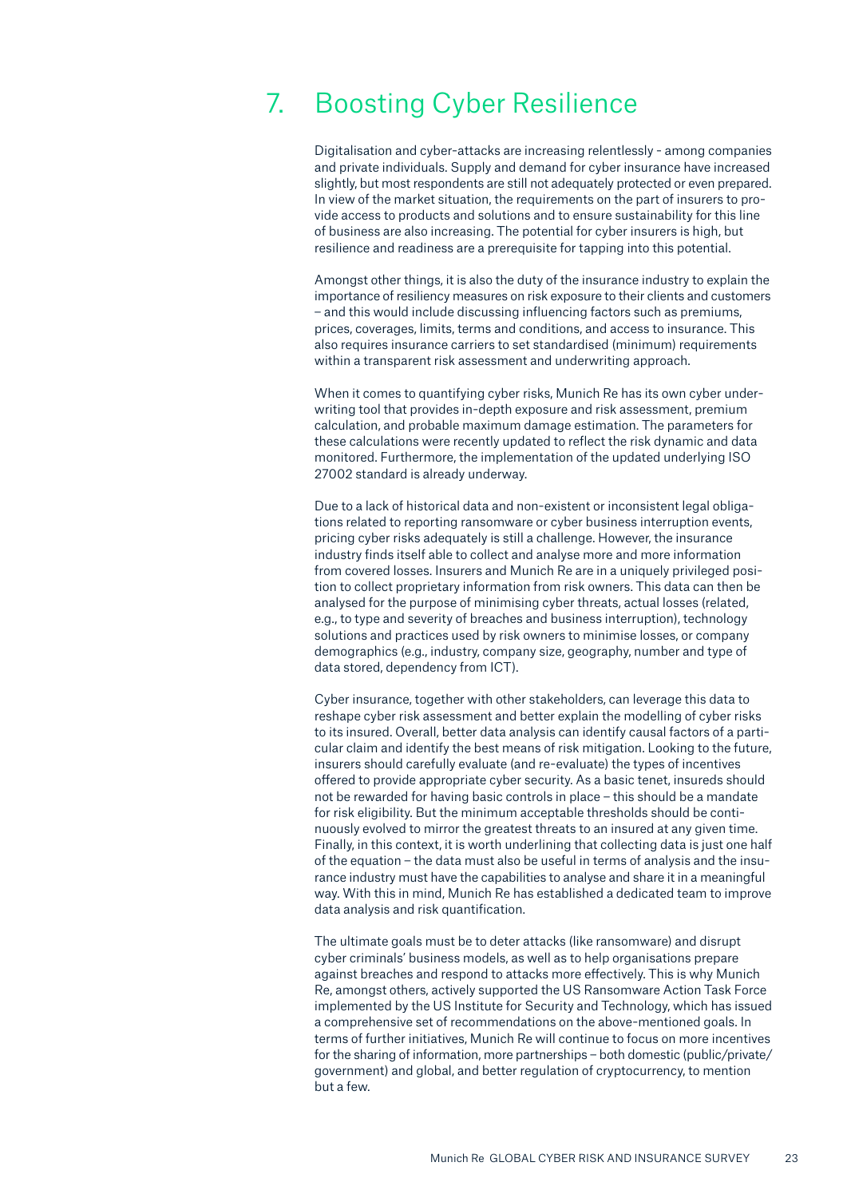# 7. Boosting Cyber Resilience

Digitalisation and cyber-attacks are increasing relentlessly - among companies and private individuals. Supply and demand for cyber insurance have increased slightly, but most respondents are still not adequately protected or even prepared. In view of the market situation, the requirements on the part of insurers to provide access to products and solutions and to ensure sustainability for this line of business are also increasing. The potential for cyber insurers is high, but resilience and readiness are a prerequisite for tapping into this potential.

Amongst other things, it is also the duty of the insurance industry to explain the importance of resiliency measures on risk exposure to their clients and customers – and this would include discussing influencing factors such as premiums, prices, coverages, limits, terms and conditions, and access to insurance. This also requires insurance carriers to set standardised (minimum) requirements within a transparent risk assessment and underwriting approach.

When it comes to quantifying cyber risks, Munich Re has its own cyber underwriting tool that provides in-depth exposure and risk assessment, premium calculation, and probable maximum damage estimation. The parameters for these calculations were recently updated to reflect the risk dynamic and data monitored. Furthermore, the implementation of the updated underlying ISO 27002 standard is already underway.

Due to a lack of historical data and non-existent or inconsistent legal obligations related to reporting ransomware or cyber business interruption events, pricing cyber risks adequately is still a challenge. However, the insurance industry finds itself able to collect and analyse more and more information from covered losses. Insurers and Munich Re are in a uniquely privileged position to collect proprietary information from risk owners. This data can then be analysed for the purpose of minimising cyber threats, actual losses (related, e.g., to type and severity of breaches and business interruption), technology solutions and practices used by risk owners to minimise losses, or company demographics (e.g., industry, company size, geography, number and type of data stored, dependency from ICT).

Cyber insurance, together with other stakeholders, can leverage this data to reshape cyber risk assessment and better explain the modelling of cyber risks to its insured. Overall, better data analysis can identify causal factors of a particular claim and identify the best means of risk mitigation. Looking to the future, insurers should carefully evaluate (and re-evaluate) the types of incentives offered to provide appropriate cyber security. As a basic tenet, insureds should not be rewarded for having basic controls in place – this should be a mandate for risk eligibility. But the minimum acceptable thresholds should be continuously evolved to mirror the greatest threats to an insured at any given time. Finally, in this context, it is worth underlining that collecting data is just one half of the equation – the data must also be useful in terms of analysis and the insurance industry must have the capabilities to analyse and share it in a meaningful way. With this in mind, Munich Re has established a dedicated team to improve data analysis and risk quantification.

The ultimate goals must be to deter attacks (like ransomware) and disrupt cyber criminals' business models, as well as to help organisations prepare against breaches and respond to attacks more effectively. This is why Munich Re, amongst others, actively supported the US Ransomware Action Task Force implemented by the US Institute for Security and Technology, which has issued a comprehensive set of recommendations on the above-mentioned goals. In terms of further initiatives, Munich Re will continue to focus on more incentives for the sharing of information, more partnerships – both domestic (public/private/government) and global, and better regulation of cryptocurrency, to mention but a few.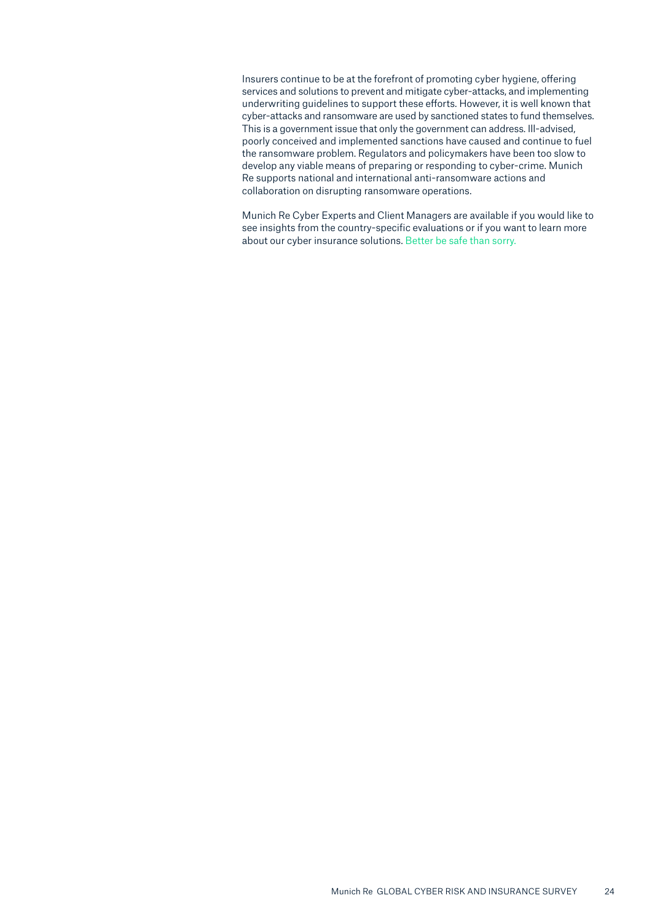Insurers continue to be at the forefront of promoting cyber hygiene, offering services and solutions to prevent and mitigate cyber-attacks, and implementing underwriting guidelines to support these efforts. However, it is well known that cyber-attacks and ransomware are used by sanctioned states to fund themselves. This is a government issue that only the government can address. Ill-advised, poorly conceived and implemented sanctions have caused and continue to fuel the ransomware problem. Regulators and policymakers have been too slow to develop any viable means of preparing or responding to cyber-crime. Munich Re supports national and international anti-ransomware actions and collaboration on disrupting ransomware operations.

Munich Re Cyber Experts and Client Managers are available if you would like to see insights from the country-specific evaluations or if you want to learn more about our cyber insurance solutions. Better be safe than sorry.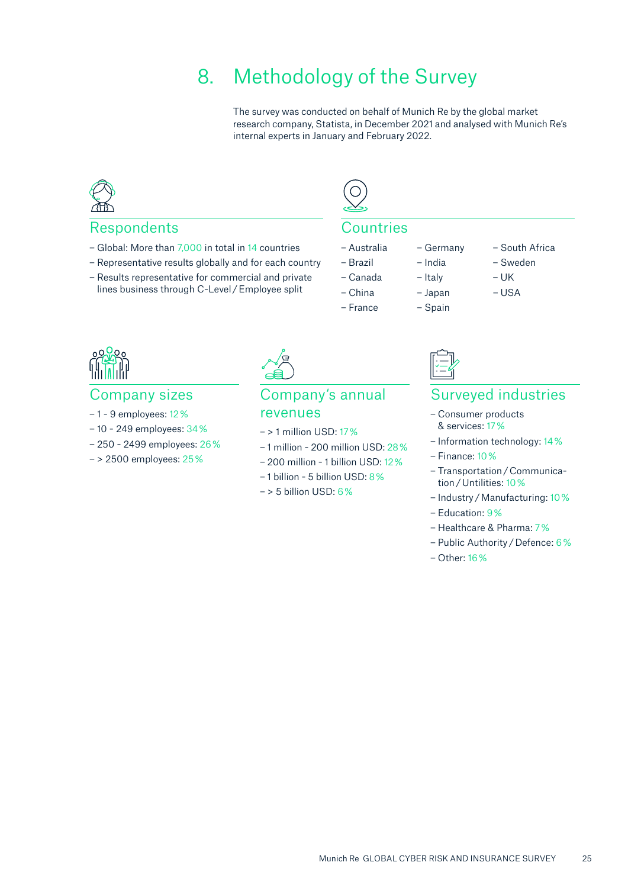# 8. Methodology of the Survey

The survey was conducted on behalf of Munich Re by the global market research company, Statista, in December 2021 and analysed with Munich Re's internal experts in January and February 2022.

## Respondents

- Global: More than 7,000 in total in 14 countries
- Representative results globally and for each country
- Results representative for commercial and private lines business through C-Level / Employee split

## Countries

- Australia
- Brazil
- Canada
- China
- France
- Germany
- India
- Italy
- Japan
- Spain
- South Africa
- Sweden
- UK
- USA

## Company sizes

- 1 - 9 employees: 12 %
- 10 - 249 employees: 34 %
- 250 - 2499 employees: 26 %
- > 2500 employees: 25 %

## Company's annual revenues

- > 1 million USD: 17 %
- 1 million - 200 million USD: 28 %
- 200 million - 1 billion USD: 12 %
- 1 billion - 5 billion USD: 8 %
- > 5 billion USD: 6 %

## Surveyed industries

- Consumer products & services: 17 %
- Information technology: 14 %
- Finance: 10 %
- Transportation / Communication / Untilities: 10 %
- Industry / Manufacturing: 10 %
- Education: 9 %
- Healthcare & Pharma: 7 %
- Public Authority / Defence: 6 %
- Other: 16 %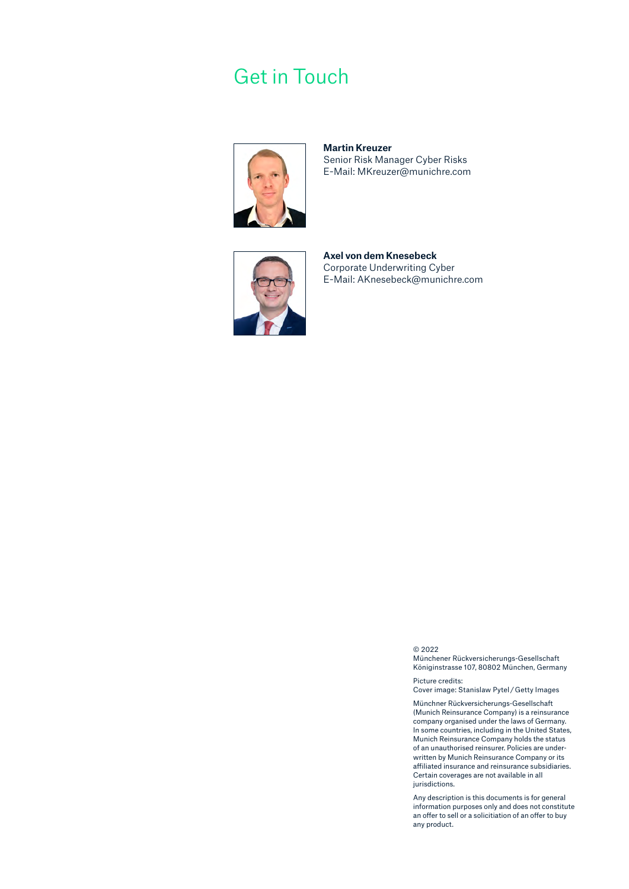# Get in Touch

**Martin Kreuzer**
Senior Risk Manager Cyber Risks
E-Mail: MKreuzer@munichre.com

**Axel von dem Knesebeck**
Corporate Underwriting Cyber
E-Mail: AKnesebeck@munichre.com

© 2022
Münchener Rückversicherungs-Gesellschaft
Königinstrasse 107, 80802 München, Germany

Picture credits:
Cover image: Stanislaw Pytel / Getty Images

Münchner Rückversicherungs-Gesellschaft (Munich Reinsurance Company) is a reinsurance company organised under the laws of Germany. In some countries, including in the United States, Munich Reinsurance Company holds the status of an unauthorised reinsurer. Policies are underwritten by Munich Reinsurance Company or its affiliated insurance and reinsurance subsidiaries. Certain coverages are not available in all jurisdictions.

Any description is this documents is for general information purposes only and does not constitute an offer to sell or a solicitiation of an offer to buy any product.